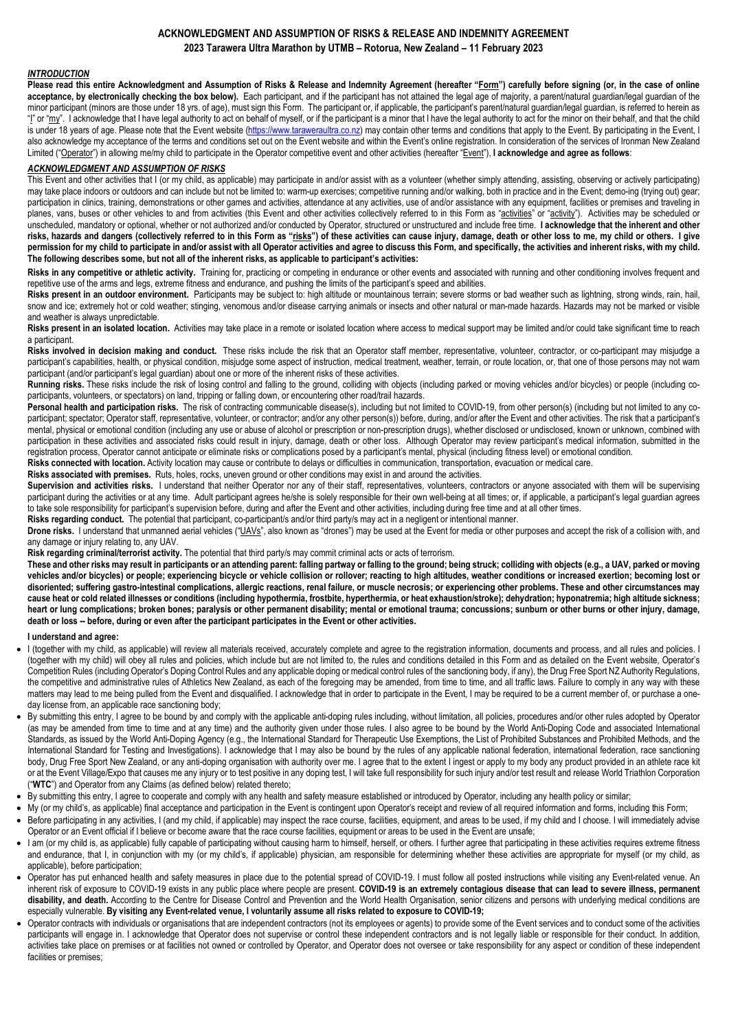## ACKNOWLEDGMENT AND ASSUMPTION OF RISKS & RELEASE AND INDEMNITY AGREEMENT

### 2023 Tarawera Ultra Marathon by UTMB – Rotorua, New Zealand – 11 February 2023

***INTRODUCTION***

**Please read this entire Acknowledgment and Assumption of Risks & Release and Indemnity Agreement (hereafter "Form") carefully before signing (or, in the case of online acceptance, by electronically checking the box below).** Each participant, and if the participant has not attained the legal age of majority, a parent/natural guardian/legal guardian of the minor participant (minors are those under 18 yrs. of age), must sign this Form. The participant or, if applicable, the participant's parent/natural guardian/legal guardian, is referred to herein as "I" or "my". I acknowledge that I have legal authority to act on behalf of myself, or if the participant is a minor that I have the legal authority to act for the minor on their behalf, and that the child is under 18 years of age. Please note that the Event website (https://www.taraweraultra.co.nz) may contain other terms and conditions that apply to the Event. By participating in the Event, I also acknowledge my acceptance of the terms and conditions set out on the Event website and within the Event's online registration. In consideration of the services of Ironman New Zealand Limited ("Operator") in allowing me/my child to participate in the Operator competitive event and other activities (hereafter "Event"), **I acknowledge and agree as follows**:

***ACKNOWLEDGMENT AND ASSUMPTION OF RISKS***

This Event and other activities that I (or my child, as applicable) may participate in and/or assist with as a volunteer (whether simply attending, assisting, observing or actively participating) may take place indoors or outdoors and can include but not be limited to: warm-up exercises; competitive running and/or walking, both in practice and in the Event; demo-ing (trying out) gear; participation in clinics, training, demonstrations or other games and activities, attendance at any activities, use of and/or assistance with any equipment, facilities or premises and traveling in planes, vans, buses or other vehicles to and from activities (this Event and other activities collectively referred to in this Form as "activities" or "activity"). Activities may be scheduled or unscheduled, mandatory or optional, whether or not authorized and/or conducted by Operator, structured or unstructured and include free time. **I acknowledge that the inherent and other risks, hazards and dangers (collectively referred to in this Form as "risks") of these activities can cause injury, damage, death or other loss to me, my child or others. I give permission for my child to participate in and/or assist with all Operator activities and agree to discuss this Form, and specifically, the activities and inherent risks, with my child. The following describes some, but not all of the inherent risks, as applicable to participant's activities:**

**Risks in any competitive or athletic activity.** Training for, practicing or competing in endurance or other events and associated with running and other conditioning involves frequent and repetitive use of the arms and legs, extreme fitness and endurance, and pushing the limits of the participant's speed and abilities.

**Risks present in an outdoor environment.** Participants may be subject to: high altitude or mountainous terrain; severe storms or bad weather such as lightning, strong winds, rain, hail, snow and ice; extremely hot or cold weather; stinging, venomous and/or disease carrying animals or insects and other natural or man-made hazards. Hazards may not be marked or visible and weather is always unpredictable.

**Risks present in an isolated location.** Activities may take place in a remote or isolated location where access to medical support may be limited and/or could take significant time to reach a participant.

**Risks involved in decision making and conduct.** These risks include the risk that an Operator staff member, representative, volunteer, contractor, or co-participant may misjudge a participant's capabilities, health, or physical condition, misjudge some aspect of instruction, medical treatment, weather, terrain, or route location, or, that one of those persons may not warn participant (and/or participant's legal guardian) about one or more of the inherent risks of these activities.

**Running risks.** These risks include the risk of losing control and falling to the ground, colliding with objects (including parked or moving vehicles and/or bicycles) or people (including co-participants, volunteers, or spectators) on land, tripping or falling down, or encountering other road/trail hazards.

**Personal health and participation risks.** The risk of contracting communicable disease(s), including but not limited to COVID-19, from other person(s) (including but not limited to any co-participant; spectator; Operator staff, representative, volunteer, or contractor; and/or any other person(s)) before, during, and/or after the Event and other activities. The risk that a participant's mental, physical or emotional condition (including any use or abuse of alcohol or prescription or non-prescription drugs), whether disclosed or undisclosed, known or unknown, combined with participation in these activities and associated risks could result in injury, damage, death or other loss. Although Operator may review participant's medical information, submitted in the registration process, Operator cannot anticipate or eliminate risks or complications posed by a participant's mental, physical (including fitness level) or emotional condition.

**Risks connected with location.** Activity location may cause or contribute to delays or difficulties in communication, transportation, evacuation or medical care.

**Risks associated with premises.** Ruts, holes, rocks, uneven ground or other conditions may exist in and around the activities.

**Supervision and activities risks.** I understand that neither Operator nor any of their staff, representatives, volunteers, contractors or anyone associated with them will be supervising participant during the activities or at any time. Adult participant agrees he/she is solely responsible for their own well-being at all times; or, if applicable, a participant's legal guardian agrees to take sole responsibility for participant's supervision before, during and after the Event and other activities, including during free time and at all other times.

**Risks regarding conduct.** The potential that participant, co-participant/s and/or third party/s may act in a negligent or intentional manner.

**Drone risks.** I understand that unmanned aerial vehicles ("UAVs", also known as "drones") may be used at the Event for media or other purposes and accept the risk of a collision with, and any damage or injury relating to, any UAV.

**Risk regarding criminal/terrorist activity.** The potential that third party/s may commit criminal acts or acts of terrorism.

**These and other risks may result in participants or an attending parent: falling partway or falling to the ground; being struck; colliding with objects (e.g., a UAV, parked or moving vehicles and/or bicycles) or people; experiencing bicycle or vehicle collision or rollover; reacting to high altitudes, weather conditions or increased exertion; becoming lost or disoriented; suffering gastro-intestinal complications, allergic reactions, renal failure, or muscle necrosis; or experiencing other problems. These and other circumstances may cause heat or cold related illnesses or conditions (including hypothermia, frostbite, hyperthermia, or heat exhaustion/stroke); dehydration; hyponatremia; high altitude sickness; heart or lung complications; broken bones; paralysis or other permanent disability; mental or emotional trauma; concussions; sunburn or other burns or other injury, damage, death or loss -- before, during or even after the participant participates in the Event or other activities.**

**I understand and agree:**

- I (together with my child, as applicable) will review all materials received, accurately complete and agree to the registration information, documents and process, and all rules and policies. I (together with my child) will obey all rules and policies, which include but are not limited to, the rules and conditions detailed in this Form and as detailed on the Event website, Operator's Competition Rules (including Operator's Doping Control Rules and any applicable doping or medical control rules of the sanctioning body, if any), the Drug Free Sport NZ Authority Regulations, the competitive and administrative rules of Athletics New Zealand, as each of the foregoing may be amended, from time to time, and all traffic laws. Failure to comply in any way with these matters may lead to me being pulled from the Event and disqualified. I acknowledge that in order to participate in the Event, I may be required to be a current member of, or purchase a one-day license from, an applicable race sanctioning body;
- By submitting this entry, I agree to be bound by and comply with the applicable anti-doping rules including, without limitation, all policies, procedures and/or other rules adopted by Operator (as may be amended from time to time and at any time) and the authority given under those rules. I also agree to be bound by the World Anti-Doping Code and associated International Standards, as issued by the World Anti-Doping Agency (e.g., the International Standard for Therapeutic Use Exemptions, the List of Prohibited Substances and Prohibited Methods, and the International Standard for Testing and Investigations). I acknowledge that I may also be bound by the rules of any applicable national federation, international federation, race sanctioning body, Drug Free Sport New Zealand, or any anti-doping organisation with authority over me. I agree that to the extent I ingest or apply to my body any product provided in an athlete race kit or at the Event Village/Expo that causes me any injury or to test positive in any doping test, I will take full responsibility for such injury and/or test result and release World Triathlon Corporation ("**WTC**") and Operator from any Claims (as defined below) related thereto;
- By submitting this entry, I agree to cooperate and comply with any health and safety measure established or introduced by Operator, including any health policy or similar;
- My (or my child's, as applicable) final acceptance and participation in the Event is contingent upon Operator's receipt and review of all required information and forms, including this Form;
- Before participating in any activities, I (and my child, if applicable) may inspect the race course, facilities, equipment, and areas to be used, if my child and I choose. I will immediately advise Operator or an Event official if I believe or become aware that the race course facilities, equipment or areas to be used in the Event are unsafe;
- I am (or my child is, as applicable) fully capable of participating without causing harm to himself, herself, or others. I further agree that participating in these activities requires extreme fitness and endurance, that I, in conjunction with my (or my child's, if applicable) physician, am responsible for determining whether these activities are appropriate for myself (or my child, as applicable), before participation;
- Operator has put enhanced health and safety measures in place due to the potential spread of COVID-19. I must follow all posted instructions while visiting any Event-related venue. An inherent risk of exposure to COVID-19 exists in any public place where people are present. **COVID-19 is an extremely contagious disease that can lead to severe illness, permanent disability, and death.** According to the Centre for Disease Control and Prevention and the World Health Organisation, senior citizens and persons with underlying medical conditions are especially vulnerable. **By visiting any Event-related venue, I voluntarily assume all risks related to exposure to COVID-19;**
- Operator contracts with individuals or organisations that are independent contractors (not its employees or agents) to provide some of the Event services and to conduct some of the activities participants will engage in. I acknowledge that Operator does not supervise or control these independent contractors and is not legally liable or responsible for their conduct. In addition, activities take place on premises or at facilities not owned or controlled by Operator, and Operator does not oversee or take responsibility for any aspect or condition of these independent facilities or premises;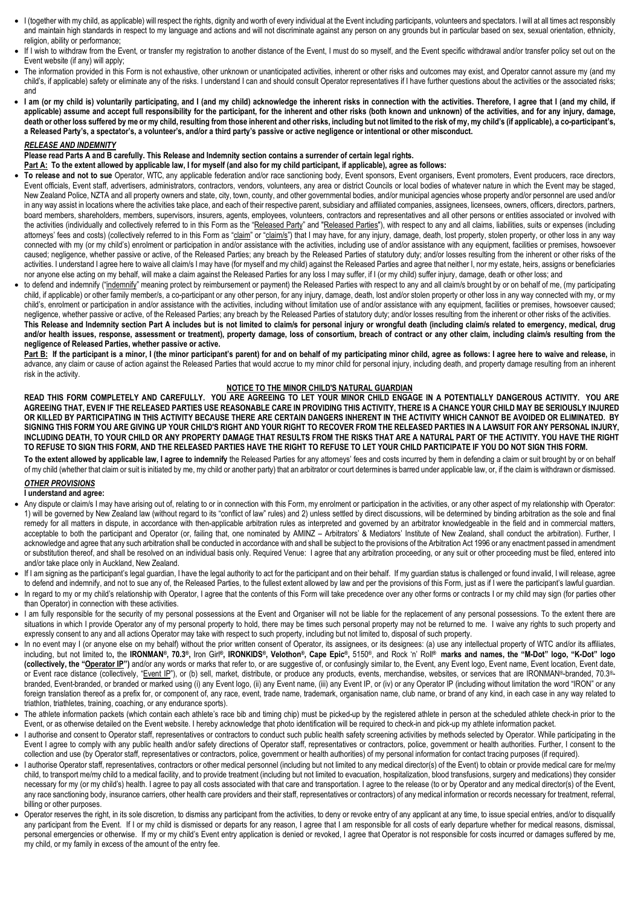- I (together with my child, as applicable) will respect the rights, dignity and worth of every individual at the Event including participants, volunteers and spectators. I will at all times act responsibly and maintain high standards in respect to my language and actions and will not discriminate against any person on any grounds but in particular based on sex, sexual orientation, ethnicity, religion, ability or performance;
- If I wish to withdraw from the Event, or transfer my registration to another distance of the Event, I must do so myself, and the Event specific withdrawal and/or transfer policy set out on the Event website (if any) will apply;
- The information provided in this Form is not exhaustive, other unknown or unanticipated activities, inherent or other risks and outcomes may exist, and Operator cannot assure my (and my child's, if applicable) safety or eliminate any of the risks. I understand I can and should consult Operator representatives if I have further questions about the activities or the associated risks; and
- **I am (or my child is) voluntarily participating, and I (and my child) acknowledge the inherent risks in connection with the activities. Therefore, I agree that I (and my child, if applicable) assume and accept full responsibility for the participant, for the inherent and other risks (both known and unknown) of the activities, and for any injury, damage, death or other loss suffered by me or my child, resulting from those inherent and other risks, including but not limited to the risk of my, my child's (if applicable), a co-participant's, a Released Party's, a spectator's, a volunteer's, and/or a third party's passive or active negligence or intentional or other misconduct.**

***RELEASE AND INDEMNITY***

**Please read Parts A and B carefully. This Release and Indemnity section contains a surrender of certain legal rights.**

**Part A: To the extent allowed by applicable law, I for myself (and also for my child participant, if applicable), agree as follows:**

- **To release and not to sue** Operator, WTC, any applicable federation and/or race sanctioning body, Event sponsors, Event organisers, Event promoters, Event producers, race directors, Event officials, Event staff, advertisers, administrators, contractors, vendors, volunteers, any area or district Councils or local bodies of whatever nature in which the Event may be staged, New Zealand Police, NZTA and all property owners and state, city, town, county, and other governmental bodies, and/or municipal agencies whose property and/or personnel are used and/or in any way assist in locations where the activities take place, and each of their respective parent, subsidiary and affiliated companies, assignees, licensees, owners, officers, directors, partners, board members, shareholders, members, supervisors, insurers, agents, employees, volunteers, contractors and representatives and all other persons or entities associated or involved with the activities (individually and collectively referred to in this Form as the "Released Party" and "Released Parties"), with respect to any and all claims, liabilities, suits or expenses (including attorneys' fees and costs) (collectively referred to in this Form as "claim" or "claim/s") that I may have, for any injury, damage, death, lost property, stolen property, or other loss in any way connected with my (or my child's) enrolment or participation in and/or assistance with the activities, including use of and/or assistance with any equipment, facilities or premises, howsoever caused; negligence, whether passive or active, of the Released Parties; any breach by the Released Parties of statutory duty; and/or losses resulting from the inherent or other risks of the activities. I understand I agree here to waive all claim/s I may have (for myself and my child) against the Released Parties and agree that neither I, nor my estate, heirs, assigns or beneficiaries nor anyone else acting on my behalf, will make a claim against the Released Parties for any loss I may suffer, if I (or my child) suffer injury, damage, death or other loss; and
- to defend and indemnify ("indemnify" meaning protect by reimbursement or payment) the Released Parties with respect to any and all claim/s brought by or on behalf of me, (my participating child, if applicable) or other family member/s, a co-participant or any other person, for any injury, damage, death, lost and/or stolen property or other loss in any way connected with my, or my child's, enrolment or participation in and/or assistance with the activities, including without limitation use of and/or assistance with any equipment, facilities or premises, howsoever caused; negligence, whether passive or active, of the Released Parties; any breach by the Released Parties of statutory duty; and/or losses resulting from the inherent or other risks of the activities. **This Release and Indemnity section Part A includes but is not limited to claim/s for personal injury or wrongful death (including claim/s related to emergency, medical, drug and/or health issues, response, assessment or treatment), property damage loss of consortium, breach of contract or any other claim, including claim/s resulting from the negligence of Released Parties, whether passive or active.**

**Part B: If the participant is a minor, I (the minor participant's parent) for and on behalf of my participating minor child, agree as follows: I agree here to waive and release,** in advance, any claim or cause of action against the Released Parties that would accrue to my minor child for personal injury, including death, and property damage resulting from an inherent risk in the activity.

**NOTICE TO THE MINOR CHILD'S NATURAL GUARDIAN**

**READ THIS FORM COMPLETELY AND CAREFULLY. YOU ARE AGREEING TO LET YOUR MINOR CHILD ENGAGE IN A POTENTIALLY DANGEROUS ACTIVITY. YOU ARE AGREEING THAT, EVEN IF THE RELEASED PARTIES USE REASONABLE CARE IN PROVIDING THIS ACTIVITY, THERE IS A CHANCE YOUR CHILD MAY BE SERIOUSLY INJURED OR KILLED BY PARTICIPATING IN THIS ACTIVITY BECAUSE THERE ARE CERTAIN DANGERS INHERENT IN THE ACTIVITY WHICH CANNOT BE AVOIDED OR ELIMINATED. BY SIGNING THIS FORM YOU ARE GIVING UP YOUR CHILD'S RIGHT AND YOUR RIGHT TO RECOVER FROM THE RELEASED PARTIES IN A LAWSUIT FOR ANY PERSONAL INJURY, INCLUDING DEATH, TO YOUR CHILD OR ANY PROPERTY DAMAGE THAT RESULTS FROM THE RISKS THAT ARE A NATURAL PART OF THE ACTIVITY. YOU HAVE THE RIGHT TO REFUSE TO SIGN THIS FORM, AND THE RELEASED PARTIES HAVE THE RIGHT TO REFUSE TO LET YOUR CHILD PARTICIPATE IF YOU DO NOT SIGN THIS FORM.**

**To the extent allowed by applicable law, I agree to indemnify** the Released Parties for any attorneys' fees and costs incurred by them in defending a claim or suit brought by or on behalf of my child (whether that claim or suit is initiated by me, my child or another party) that an arbitrator or court determines is barred under applicable law, or, if the claim is withdrawn or dismissed.

***OTHER PROVISIONS***

**I understand and agree:**

- Any dispute or claim/s I may have arising out of, relating to or in connection with this Form, my enrolment or participation in the activities, or any other aspect of my relationship with Operator: 1) will be governed by New Zealand law (without regard to its "conflict of law" rules) and 2) unless settled by direct discussions, will be determined by binding arbitration as the sole and final remedy for all matters in dispute, in accordance with then-applicable arbitration rules as interpreted and governed by an arbitrator knowledgeable in the field and in commercial matters, acceptable to both the participant and Operator (or, failing that, one nominated by AMINZ – Arbitrators' & Mediators' Institute of New Zealand, shall conduct the arbitration). Further, I acknowledge and agree that any such arbitration shall be conducted in accordance with and shall be subject to the provisions of the Arbitration Act 1996 or any enactment passed in amendment or substitution thereof, and shall be resolved on an individual basis only. Required Venue: I agree that any arbitration proceeding, or any suit or other proceeding must be filed, entered into and/or take place only in Auckland, New Zealand.
- If I am signing as the participant's legal guardian, I have the legal authority to act for the participant and on their behalf. If my guardian status is challenged or found invalid, I will release, agree to defend and indemnify, and not to sue any of, the Released Parties, to the fullest extent allowed by law and per the provisions of this Form, just as if I were the participant's lawful guardian.
- In regard to my or my child's relationship with Operator, I agree that the contents of this Form will take precedence over any other forms or contracts I or my child may sign (for parties other than Operator) in connection with these activities.
- I am fully responsible for the security of my personal possessions at the Event and Organiser will not be liable for the replacement of any personal possessions. To the extent there are situations in which I provide Operator any of my personal property to hold, there may be times such personal property may not be returned to me. I waive any rights to such property and expressly consent to any and all actions Operator may take with respect to such property, including but not limited to, disposal of such property.
- In no event may I (or anyone else on my behalf) without the prior written consent of Operator, its assignees, or its designees: (a) use any intellectual property of WTC and/or its affiliates, including, but not limited to**, the IRONMAN®, 70.3®,** Iron Girl**®, IRONKIDS®, Velothon®, Cape Epic®,** 5150®, and Rock 'n' Roll**® marks and names, the "M-Dot" logo, "K-Dot" logo (collectively, the "Operator IP")** and/or any words or marks that refer to, or are suggestive of, or confusingly similar to, the Event, any Event logo, Event name, Event location, Event date, or Event race distance (collectively, "Event IP"), or (b) sell, market, distribute, or produce any products, events, merchandise, websites, or services that are IRONMAN®-branded, 70.3®-branded, Event-branded, or branded or marked using (i) any Event logo, (ii) any Event name, (iii) any Event IP, or (iv) or any Operator IP (including without limitation the word "IRON" or any foreign translation thereof as a prefix for, or component of, any race, event, trade name, trademark, organisation name, club name, or brand of any kind, in each case in any way related to triathlon, triathletes, training, coaching, or any endurance sports).
- The athlete information packets (which contain each athlete's race bib and timing chip) must be picked-up by the registered athlete in person at the scheduled athlete check-in prior to the Event, or as otherwise detailed on the Event website. I hereby acknowledge that photo identification will be required to check-in and pick-up my athlete information packet.
- I authorise and consent to Operator staff, representatives or contractors to conduct such public health safety screening activities by methods selected by Operator. While participating in the Event I agree to comply with any public health and/or safety directions of Operator staff, representatives or contractors, police, government or health authorities. Further, I consent to the collection and use (by Operator staff, representatives or contractors, police, government or health authorities) of my personal information for contact tracing purposes (if required).
- I authorise Operator staff, representatives, contractors or other medical personnel (including but not limited to any medical director(s) of the Event) to obtain or provide medical care for me/my child, to transport me/my child to a medical facility, and to provide treatment (including but not limited to evacuation, hospitalization, blood transfusions, surgery and medications) they consider necessary for my (or my child's) health. I agree to pay all costs associated with that care and transportation. I agree to the release (to or by Operator and any medical director(s) of the Event, any race sanctioning body, insurance carriers, other health care providers and their staff, representatives or contractors) of any medical information or records necessary for treatment, referral, billing or other purposes.
- Operator reserves the right, in its sole discretion, to dismiss any participant from the activities, to deny or revoke entry of any applicant at any time, to issue special entries, and/or to disqualify any participant from the Event. If I or my child is dismissed or departs for any reason, I agree that I am responsible for all costs of early departure whether for medical reasons, dismissal, personal emergencies or otherwise. If my or my child's Event entry application is denied or revoked, I agree that Operator is not responsible for costs incurred or damages suffered by me, my child, or my family in excess of the amount of the entry fee.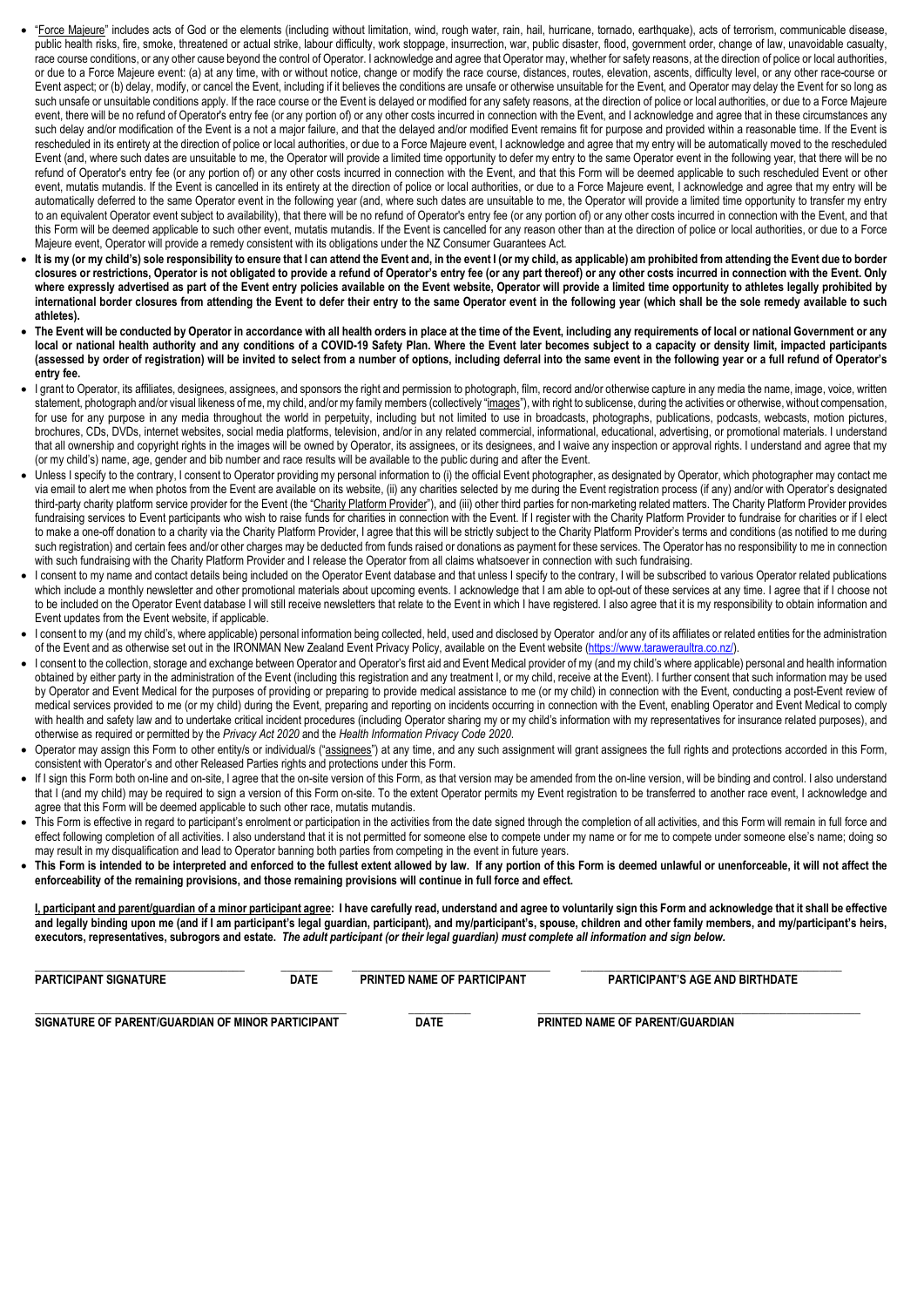- "Force Majeure" includes acts of God or the elements (including without limitation, wind, rough water, rain, hail, hurricane, tornado, earthquake), acts of terrorism, communicable disease, public health risks, fire, smoke, threatened or actual strike, labour difficulty, work stoppage, insurrection, war, public disaster, flood, government order, change of law, unavoidable casualty, race course conditions, or any other cause beyond the control of Operator. I acknowledge and agree that Operator may, whether for safety reasons, at the direction of police or local authorities, or due to a Force Majeure event: (a) at any time, with or without notice, change or modify the race course, distances, routes, elevation, ascents, difficulty level, or any other race-course or Event aspect; or (b) delay, modify, or cancel the Event, including if it believes the conditions are unsafe or otherwise unsuitable for the Event, and Operator may delay the Event for so long as such unsafe or unsuitable conditions apply. If the race course or the Event is delayed or modified for any safety reasons, at the direction of police or local authorities, or due to a Force Majeure event, there will be no refund of Operator's entry fee (or any portion of) or any other costs incurred in connection with the Event, and I acknowledge and agree that in these circumstances any such delay and/or modification of the Event is a not a major failure, and that the delayed and/or modified Event remains fit for purpose and provided within a reasonable time. If the Event is rescheduled in its entirety at the direction of police or local authorities, or due to a Force Majeure event, I acknowledge and agree that my entry will be automatically moved to the rescheduled Event (and, where such dates are unsuitable to me, the Operator will provide a limited time opportunity to defer my entry to the same Operator event in the following year, that there will be no refund of Operator's entry fee (or any portion of) or any other costs incurred in connection with the Event, and that this Form will be deemed applicable to such rescheduled Event or other event, mutatis mutandis. If the Event is cancelled in its entirety at the direction of police or local authorities, or due to a Force Majeure event, I acknowledge and agree that my entry will be automatically deferred to the same Operator event in the following year (and, where such dates are unsuitable to me, the Operator will provide a limited time opportunity to transfer my entry to an equivalent Operator event subject to availability), that there will be no refund of Operator's entry fee (or any portion of) or any other costs incurred in connection with the Event, and that this Form will be deemed applicable to such other event, mutatis mutandis. If the Event is cancelled for any reason other than at the direction of police or local authorities, or due to a Force Majeure event, Operator will provide a remedy consistent with its obligations under the NZ Consumer Guarantees Act.
- **It is my (or my child's) sole responsibility to ensure that I can attend the Event and, in the event I (or my child, as applicable) am prohibited from attending the Event due to border closures or restrictions, Operator is not obligated to provide a refund of Operator's entry fee (or any part thereof) or any other costs incurred in connection with the Event. Only where expressly advertised as part of the Event entry policies available on the Event website, Operator will provide a limited time opportunity to athletes legally prohibited by international border closures from attending the Event to defer their entry to the same Operator event in the following year (which shall be the sole remedy available to such athletes).**
- **The Event will be conducted by Operator in accordance with all health orders in place at the time of the Event, including any requirements of local or national Government or any local or national health authority and any conditions of a COVID-19 Safety Plan. Where the Event later becomes subject to a capacity or density limit, impacted participants (assessed by order of registration) will be invited to select from a number of options, including deferral into the same event in the following year or a full refund of Operator's entry fee.**
- I grant to Operator, its affiliates, designees, assignees, and sponsors the right and permission to photograph, film, record and/or otherwise capture in any media the name, image, voice, written statement, photograph and/or visual likeness of me, my child, and/or my family members (collectively "images"), with right to sublicense, during the activities or otherwise, without compensation, for use for any purpose in any media throughout the world in perpetuity, including but not limited to use in broadcasts, photographs, publications, podcasts, webcasts, motion pictures, brochures, CDs, DVDs, internet websites, social media platforms, television, and/or in any related commercial, informational, educational, advertising, or promotional materials. I understand that all ownership and copyright rights in the images will be owned by Operator, its assignees, or its designees, and I waive any inspection or approval rights. I understand and agree that my (or my child's) name, age, gender and bib number and race results will be available to the public during and after the Event.
- Unless I specify to the contrary, I consent to Operator providing my personal information to (i) the official Event photographer, as designated by Operator, which photographer may contact me via email to alert me when photos from the Event are available on its website, (ii) any charities selected by me during the Event registration process (if any) and/or with Operator's designated third-party charity platform service provider for the Event (the "Charity Platform Provider"), and (iii) other third parties for non-marketing related matters. The Charity Platform Provider provides fundraising services to Event participants who wish to raise funds for charities in connection with the Event. If I register with the Charity Platform Provider to fundraise for charities or if I elect to make a one-off donation to a charity via the Charity Platform Provider, I agree that this will be strictly subject to the Charity Platform Provider's terms and conditions (as notified to me during such registration) and certain fees and/or other charges may be deducted from funds raised or donations as payment for these services. The Operator has no responsibility to me in connection with such fundraising with the Charity Platform Provider and I release the Operator from all claims whatsoever in connection with such fundraising.
- I consent to my name and contact details being included on the Operator Event database and that unless I specify to the contrary, I will be subscribed to various Operator related publications which include a monthly newsletter and other promotional materials about upcoming events. I acknowledge that I am able to opt-out of these services at any time. I agree that if I choose not to be included on the Operator Event database I will still receive newsletters that relate to the Event in which I have registered. I also agree that it is my responsibility to obtain information and Event updates from the Event website, if applicable.
- I consent to my (and my child's, where applicable) personal information being collected, held, used and disclosed by Operator and/or any of its affiliates or related entities for the administration of the Event and as otherwise set out in the IRONMAN New Zealand Event Privacy Policy, available on the Event website (https://www.taraweraultra.co.nz/).
- I consent to the collection, storage and exchange between Operator and Operator's first aid and Event Medical provider of my (and my child's where applicable) personal and health information obtained by either party in the administration of the Event (including this registration and any treatment I, or my child, receive at the Event). I further consent that such information may be used by Operator and Event Medical for the purposes of providing or preparing to provide medical assistance to me (or my child) in connection with the Event, conducting a post-Event review of medical services provided to me (or my child) during the Event, preparing and reporting on incidents occurring in connection with the Event, enabling Operator and Event Medical to comply with health and safety law and to undertake critical incident procedures (including Operator sharing my or my child's information with my representatives for insurance related purposes), and otherwise as required or permitted by the *Privacy Act 2020* and the *Health Information Privacy Code 2020*.
- Operator may assign this Form to other entity/s or individual/s ("assignees") at any time, and any such assignment will grant assignees the full rights and protections accorded in this Form, consistent with Operator's and other Released Parties rights and protections under this Form.
- If I sign this Form both on-line and on-site, I agree that the on-site version of this Form, as that version may be amended from the on-line version, will be binding and control. I also understand that I (and my child) may be required to sign a version of this Form on-site. To the extent Operator permits my Event registration to be transferred to another race event, I acknowledge and agree that this Form will be deemed applicable to such other race, mutatis mutandis.
- This Form is effective in regard to participant's enrolment or participation in the activities from the date signed through the completion of all activities, and this Form will remain in full force and effect following completion of all activities. I also understand that it is not permitted for someone else to compete under my name or for me to compete under someone else's name; doing so may result in my disqualification and lead to Operator banning both parties from competing in the event in future years.
- **This Form is intended to be interpreted and enforced to the fullest extent allowed by law. If any portion of this Form is deemed unlawful or unenforceable, it will not affect the enforceability of the remaining provisions, and those remaining provisions will continue in full force and effect.**

**I, participant and parent/guardian of a minor participant agree: I have carefully read, understand and agree to voluntarily sign this Form and acknowledge that it shall be effective and legally binding upon me (and if I am participant's legal guardian, participant), and my/participant's, spouse, children and other family members, and my/participant's heirs, executors, representatives, subrogors and estate.** ***The adult participant (or their legal guardian) must complete all information and sign below.***

| PARTICIPANT SIGNATURE | DATE | PRINTED NAME OF PARTICIPANT | PARTICIPANT'S AGE AND BIRTHDATE |
|---|---|---|---|
| | | | |

| SIGNATURE OF PARENT/GUARDIAN OF MINOR PARTICIPANT | DATE | PRINTED NAME OF PARENT/GUARDIAN |
|---|---|---|
| | | |